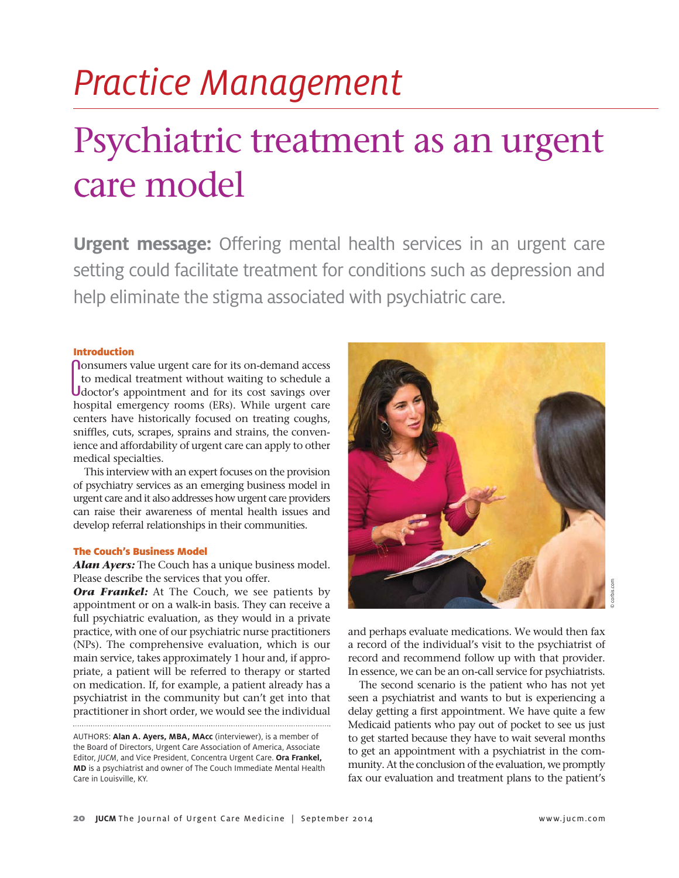# Practice Management

# Psychiatric treatment as an urgent care model

**Urgent message:** Offering mental health services in an urgent care setting could facilitate treatment for conditions such as depression and help eliminate the stigma associated with psychiatric care.

## Introduction

Consumers value urgent care for its on-demand access to medical treatment without waiting to schedule a doctor's appointment and for its cost savings over hospital emergency rooms (ERs). While urgent care centers have historically focused on treating coughs, sniffles, cuts, scrapes, sprains and strains, the convenience and affordability of urgent care can apply to other medical specialties.

This interview with an expert focuses on the provision of psychiatry services as an emerging business model in urgent care and it also addresses how urgent care providers can raise their awareness of mental health issues and develop referral relationships in their communities.

## The Couch's Business Model

***Alan Ayers:*** The Couch has a unique business model. Please describe the services that you offer.

***Ora Frankel:*** At The Couch, we see patients by appointment or on a walk-in basis. They can receive a full psychiatric evaluation, as they would in a private practice, with one of our psychiatric nurse practitioners (NPs). The comprehensive evaluation, which is our main service, takes approximately 1 hour and, if appropriate, a patient will be referred to therapy or started on medication. If, for example, a patient already has a psychiatrist in the community but can't get into that practitioner in short order, we would see the individual and perhaps evaluate medications. We would then fax a record of the individual's visit to the psychiatrist of record and recommend follow up with that provider. In essence, we can be an on-call service for psychiatrists.

The second scenario is the patient who has not yet seen a psychiatrist and wants to but is experiencing a delay getting a first appointment. We have quite a few Medicaid patients who pay out of pocket to see us just to get started because they have to wait several months to get an appointment with a psychiatrist in the community. At the conclusion of the evaluation, we promptly fax our evaluation and treatment plans to the patient's

AUTHORS: **Alan A. Ayers, MBA, MAcc** (interviewer), is a member of the Board of Directors, Urgent Care Association of America, Associate Editor, *JUCM*, and Vice President, Concentra Urgent Care. **Ora Frankel, MD** is a psychiatrist and owner of The Couch Immediate Mental Health Care in Louisville, KY.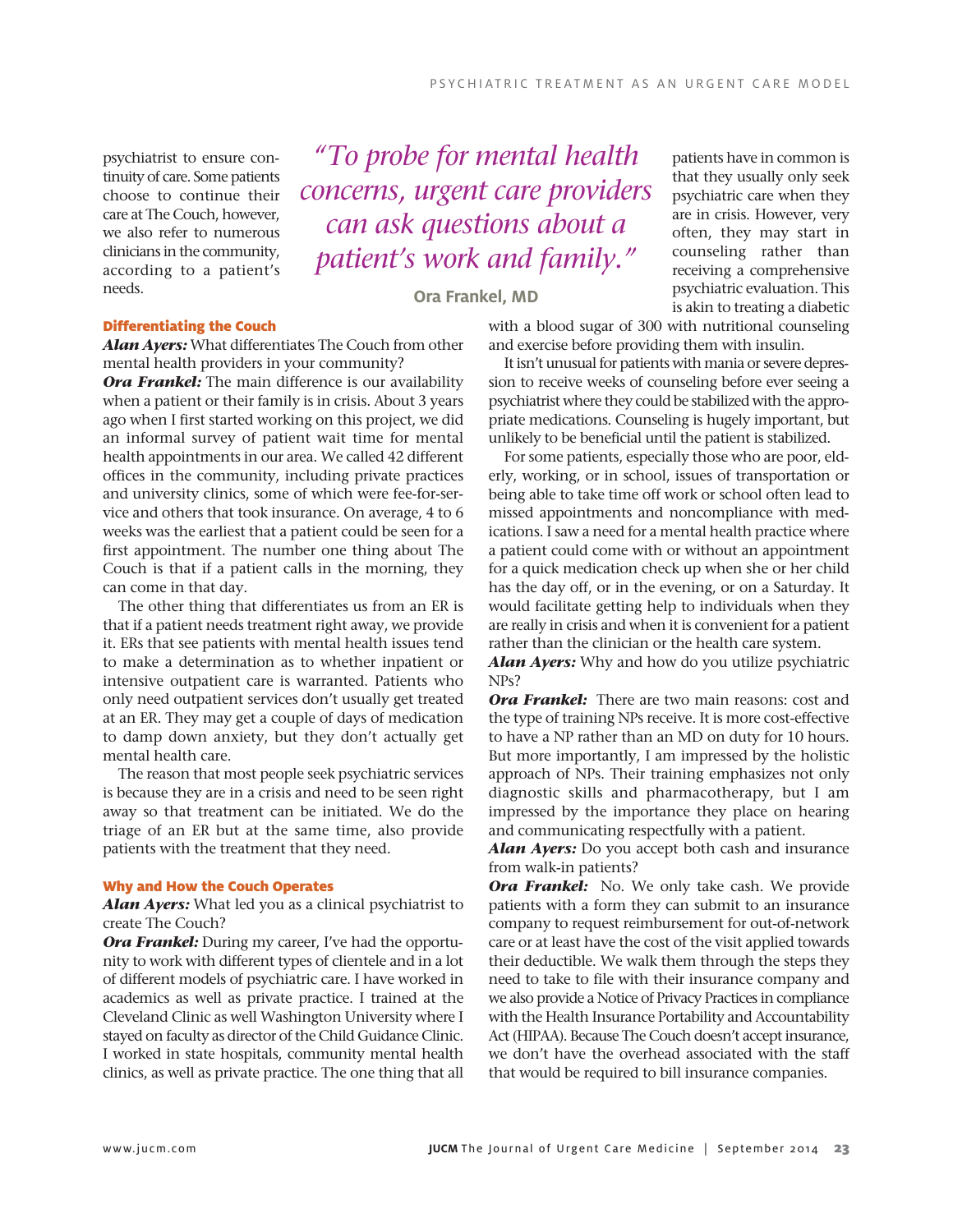psychiatrist to ensure continuity of care. Some patients choose to continue their care at The Couch, however, we also refer to numerous clinicians in the community, according to a patient's needs.

> *"To probe for mental health concerns, urgent care providers can ask questions about a patient's work and family."*
>
> **Ora Frankel, MD**

### Differentiating the Couch

***Alan Ayers:*** What differentiates The Couch from other mental health providers in your community?

***Ora Frankel:*** The main difference is our availability when a patient or their family is in crisis. About 3 years ago when I first started working on this project, we did an informal survey of patient wait time for mental health appointments in our area. We called 42 different offices in the community, including private practices and university clinics, some of which were fee-for-service and others that took insurance. On average, 4 to 6 weeks was the earliest that a patient could be seen for a first appointment. The number one thing about The Couch is that if a patient calls in the morning, they can come in that day.

The other thing that differentiates us from an ER is that if a patient needs treatment right away, we provide it. ERs that see patients with mental health issues tend to make a determination as to whether inpatient or intensive outpatient care is warranted. Patients who only need outpatient services don't usually get treated at an ER. They may get a couple of days of medication to damp down anxiety, but they don't actually get mental health care.

The reason that most people seek psychiatric services is because they are in a crisis and need to be seen right away so that treatment can be initiated. We do the triage of an ER but at the same time, also provide patients with the treatment that they need.

### Why and How the Couch Operates

***Alan Ayers:*** What led you as a clinical psychiatrist to create The Couch?

***Ora Frankel:*** During my career, I've had the opportunity to work with different types of clientele and in a lot of different models of psychiatric care. I have worked in academics as well as private practice. I trained at the Cleveland Clinic as well Washington University where I stayed on faculty as director of the Child Guidance Clinic. I worked in state hospitals, community mental health clinics, as well as private practice. The one thing that all patients have in common is that they usually only seek psychiatric care when they are in crisis. However, very often, they may start in counseling rather than receiving a comprehensive psychiatric evaluation. This is akin to treating a diabetic with a blood sugar of 300 with nutritional counseling and exercise before providing them with insulin.

It isn't unusual for patients with mania or severe depression to receive weeks of counseling before ever seeing a psychiatrist where they could be stabilized with the appropriate medications. Counseling is hugely important, but unlikely to be beneficial until the patient is stabilized.

For some patients, especially those who are poor, elderly, working, or in school, issues of transportation or being able to take time off work or school often lead to missed appointments and noncompliance with medications. I saw a need for a mental health practice where a patient could come with or without an appointment for a quick medication check up when she or her child has the day off, or in the evening, or on a Saturday. It would facilitate getting help to individuals when they are really in crisis and when it is convenient for a patient rather than the clinician or the health care system.

***Alan Ayers:*** Why and how do you utilize psychiatric NPs?

***Ora Frankel:*** There are two main reasons: cost and the type of training NPs receive. It is more cost-effective to have a NP rather than an MD on duty for 10 hours. But more importantly, I am impressed by the holistic approach of NPs. Their training emphasizes not only diagnostic skills and pharmacotherapy, but I am impressed by the importance they place on hearing and communicating respectfully with a patient.

***Alan Ayers:*** Do you accept both cash and insurance from walk-in patients?

***Ora Frankel:*** No. We only take cash. We provide patients with a form they can submit to an insurance company to request reimbursement for out-of-network care or at least have the cost of the visit applied towards their deductible. We walk them through the steps they need to take to file with their insurance company and we also provide a Notice of Privacy Practices in compliance with the Health Insurance Portability and Accountability Act (HIPAA). Because The Couch doesn't accept insurance, we don't have the overhead associated with the staff that would be required to bill insurance companies.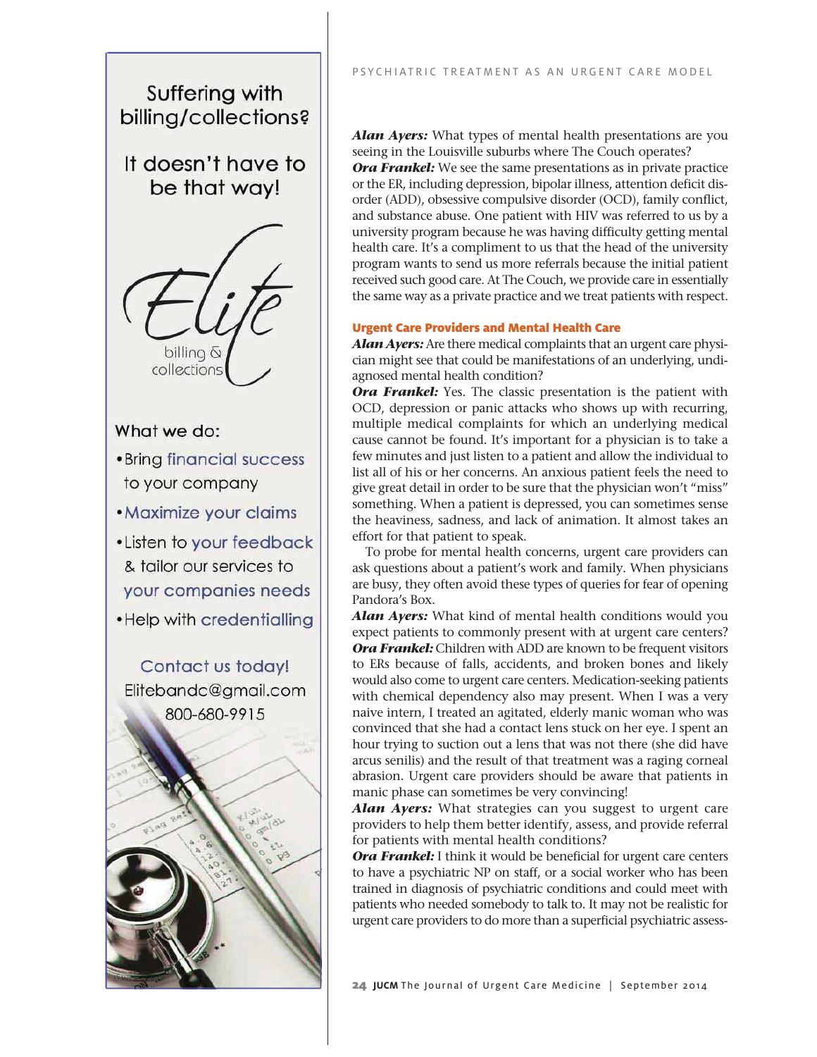Suffering with billing/collections?

It doesn't have to be that way!

Elite billing & collections

What we do:

- Bring financial success to your company
- Maximize your claims
- Listen to your feedback & tailor our services to your companies needs
- Help with credentialling

Contact us today!
Elitebandc@gmail.com
800-680-9915

***Alan Ayers:*** What types of mental health presentations are you seeing in the Louisville suburbs where The Couch operates?

***Ora Frankel:*** We see the same presentations as in private practice or the ER, including depression, bipolar illness, attention deficit disorder (ADD), obsessive compulsive disorder (OCD), family conflict, and substance abuse. One patient with HIV was referred to us by a university program because he was having difficulty getting mental health care. It's a compliment to us that the head of the university program wants to send us more referrals because the initial patient received such good care. At The Couch, we provide care in essentially the same way as a private practice and we treat patients with respect.

### Urgent Care Providers and Mental Health Care

***Alan Ayers:*** Are there medical complaints that an urgent care physician might see that could be manifestations of an underlying, undiagnosed mental health condition?

***Ora Frankel:*** Yes. The classic presentation is the patient with OCD, depression or panic attacks who shows up with recurring, multiple medical complaints for which an underlying medical cause cannot be found. It's important for a physician is to take a few minutes and just listen to a patient and allow the individual to list all of his or her concerns. An anxious patient feels the need to give great detail in order to be sure that the physician won't "miss" something. When a patient is depressed, you can sometimes sense the heaviness, sadness, and lack of animation. It almost takes an effort for that patient to speak.

To probe for mental health concerns, urgent care providers can ask questions about a patient's work and family. When physicians are busy, they often avoid these types of queries for fear of opening Pandora's Box.

***Alan Ayers:*** What kind of mental health conditions would you expect patients to commonly present with at urgent care centers?

***Ora Frankel:*** Children with ADD are known to be frequent visitors to ERs because of falls, accidents, and broken bones and likely would also come to urgent care centers. Medication-seeking patients with chemical dependency also may present. When I was a very naive intern, I treated an agitated, elderly manic woman who was convinced that she had a contact lens stuck on her eye. I spent an hour trying to suction out a lens that was not there (she did have arcus senilis) and the result of that treatment was a raging corneal abrasion. Urgent care providers should be aware that patients in manic phase can sometimes be very convincing!

***Alan Ayers:*** What strategies can you suggest to urgent care providers to help them better identify, assess, and provide referral for patients with mental health conditions?

***Ora Frankel:*** I think it would be beneficial for urgent care centers to have a psychiatric NP on staff, or a social worker who has been trained in diagnosis of psychiatric conditions and could meet with patients who needed somebody to talk to. It may not be realistic for urgent care providers to do more than a superficial psychiatric assess-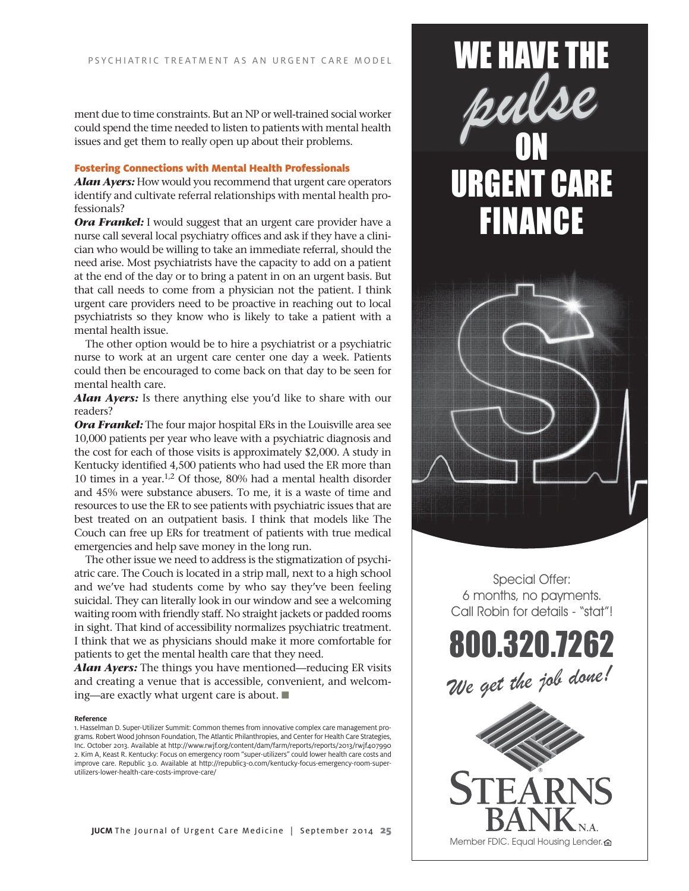ment due to time constraints. But an NP or well-trained social worker could spend the time needed to listen to patients with mental health issues and get them to really open up about their problems.

### Fostering Connections with Mental Health Professionals

***Alan Ayers:*** How would you recommend that urgent care operators identify and cultivate referral relationships with mental health professionals?

***Ora Frankel:*** I would suggest that an urgent care provider have a nurse call several local psychiatry offices and ask if they have a clinician who would be willing to take an immediate referral, should the need arise. Most psychiatrists have the capacity to add on a patient at the end of the day or to bring a patent in on an urgent basis. But that call needs to come from a physician not the patient. I think urgent care providers need to be proactive in reaching out to local psychiatrists so they know who is likely to take a patient with a mental health issue.

The other option would be to hire a psychiatrist or a psychiatric nurse to work at an urgent care center one day a week. Patients could then be encouraged to come back on that day to be seen for mental health care.

***Alan Ayers:*** Is there anything else you'd like to share with our readers?

***Ora Frankel:*** The four major hospital ERs in the Louisville area see 10,000 patients per year who leave with a psychiatric diagnosis and the cost for each of those visits is approximately $2,000. A study in Kentucky identified 4,500 patients who had used the ER more than 10 times in a year.[1,2] Of those, 80% had a mental health disorder and 45% were substance abusers. To me, it is a waste of time and resources to use the ER to see patients with psychiatric issues that are best treated on an outpatient basis. I think that models like The Couch can free up ERs for treatment of patients with true medical emergencies and help save money in the long run.

The other issue we need to address is the stigmatization of psychiatric care. The Couch is located in a strip mall, next to a high school and we've had students come by who say they've been feeling suicidal. They can literally look in our window and see a welcoming waiting room with friendly staff. No straight jackets or padded rooms in sight. That kind of accessibility normalizes psychiatric treatment. I think that we as physicians should make it more comfortable for patients to get the mental health care that they need.

***Alan Ayers:*** The things you have mentioned—reducing ER visits and creating a venue that is accessible, convenient, and welcoming—are exactly what urgent care is about. ■

**Reference**

1. Hasselman D. Super-Utilizer Summit: Common themes from innovative complex care management programs. Robert Wood Johnson Foundation, The Atlantic Philanthropies, and Center for Health Care Strategies, Inc. October 2013. Available at http://www.rwjf.org/content/dam/farm/reports/reports/2013/rwjf407990
2. Kim A, Keast R. Kentucky: Focus on emergency room "super-utilizers" could lower health care costs and improve care. Republic 3.0. Available at http://republic3-0.com/kentucky-focus-emergency-room-super-utilizers-lower-health-care-costs-improve-care/

WE HAVE THE *pulse* ON URGENT CARE FINANCE

Special Offer:
6 months, no payments.
Call Robin for details - "stat"!

800.320.7262

*We get the job done!*

STEARNS BANK N.A.

Member FDIC. Equal Housing Lender.